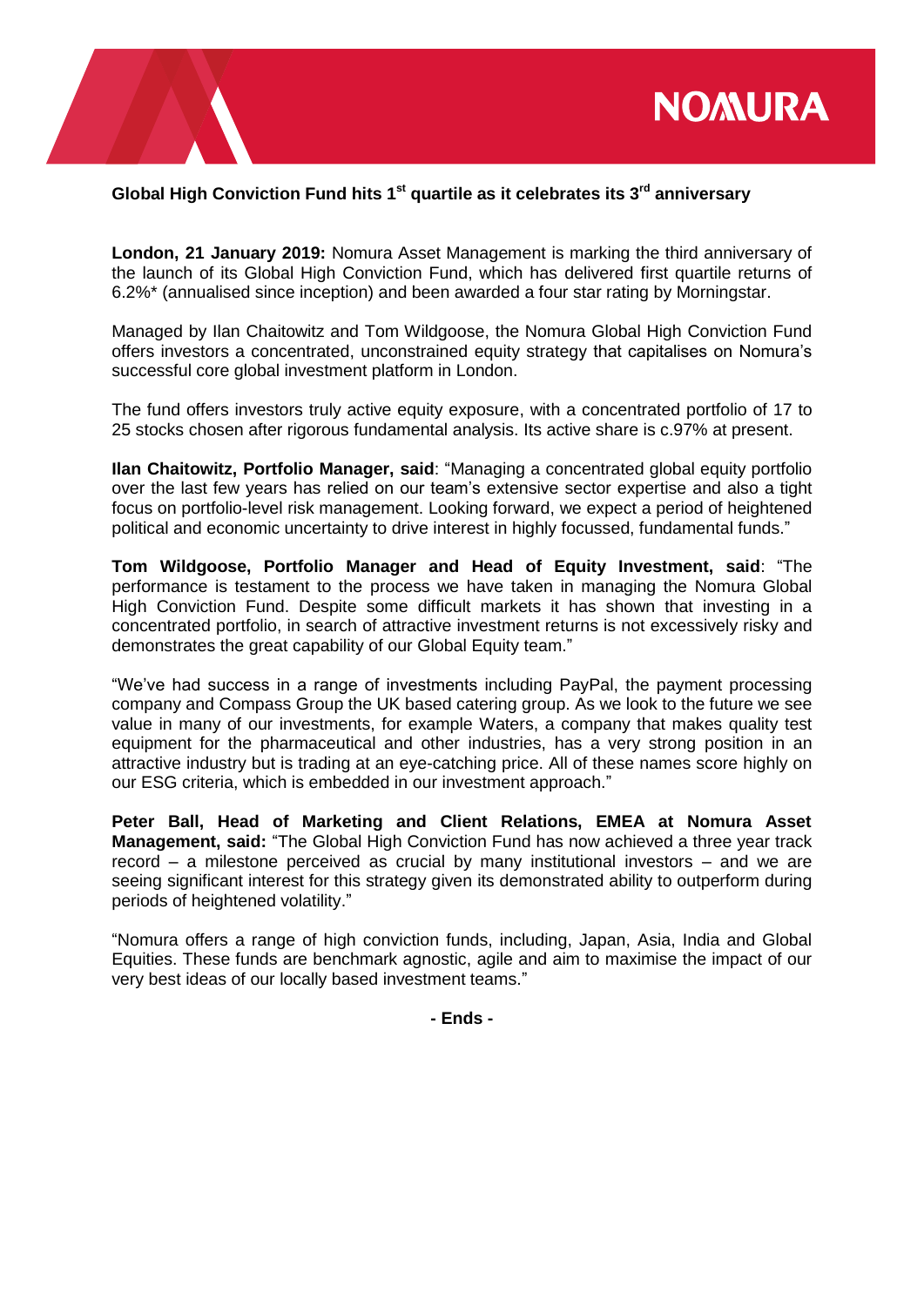## Global High Conviction Fund hits 1st quartile as it celebrates its 3rd anniversary

**London, 21 January 2019:** Nomura Asset Management is marking the third anniversary of the launch of its Global High Conviction Fund, which has delivered first quartile returns of 6.2%* (annualised since inception) and been awarded a four star rating by Morningstar.

Managed by Ilan Chaitowitz and Tom Wildgoose, the Nomura Global High Conviction Fund offers investors a concentrated, unconstrained equity strategy that capitalises on Nomura's successful core global investment platform in London.

The fund offers investors truly active equity exposure, with a concentrated portfolio of 17 to 25 stocks chosen after rigorous fundamental analysis. Its active share is c.97% at present.

**Ilan Chaitowitz, Portfolio Manager, said**: "Managing a concentrated global equity portfolio over the last few years has relied on our team's extensive sector expertise and also a tight focus on portfolio-level risk management. Looking forward, we expect a period of heightened political and economic uncertainty to drive interest in highly focussed, fundamental funds."

**Tom Wildgoose, Portfolio Manager and Head of Equity Investment, said**: "The performance is testament to the process we have taken in managing the Nomura Global High Conviction Fund. Despite some difficult markets it has shown that investing in a concentrated portfolio, in search of attractive investment returns is not excessively risky and demonstrates the great capability of our Global Equity team."

"We've had success in a range of investments including PayPal, the payment processing company and Compass Group the UK based catering group. As we look to the future we see value in many of our investments, for example Waters, a company that makes quality test equipment for the pharmaceutical and other industries, has a very strong position in an attractive industry but is trading at an eye-catching price. All of these names score highly on our ESG criteria, which is embedded in our investment approach."

**Peter Ball, Head of Marketing and Client Relations, EMEA at Nomura Asset Management, said:** "The Global High Conviction Fund has now achieved a three year track record – a milestone perceived as crucial by many institutional investors – and we are seeing significant interest for this strategy given its demonstrated ability to outperform during periods of heightened volatility."

"Nomura offers a range of high conviction funds, including, Japan, Asia, India and Global Equities. These funds are benchmark agnostic, agile and aim to maximise the impact of our very best ideas of our locally based investment teams."

**- Ends -**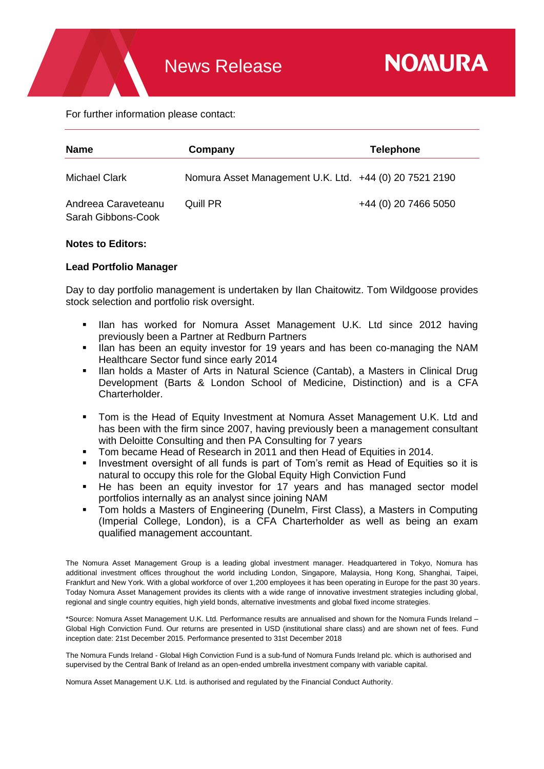For further information please contact:

| Name | Company | Telephone |
| --- | --- | --- |
| Michael Clark | Nomura Asset Management U.K. Ltd. | +44 (0) 20 7521 2190 |
| Andreea Caraveteanu<br>Sarah Gibbons-Cook | Quill PR | +44 (0) 20 7466 5050 |

**Notes to Editors:**

**Lead Portfolio Manager**

Day to day portfolio management is undertaken by Ilan Chaitowitz. Tom Wildgoose provides stock selection and portfolio risk oversight.

- Ilan has worked for Nomura Asset Management U.K. Ltd since 2012 having previously been a Partner at Redburn Partners
- Ilan has been an equity investor for 19 years and has been co-managing the NAM Healthcare Sector fund since early 2014
- Ilan holds a Master of Arts in Natural Science (Cantab), a Masters in Clinical Drug Development (Barts & London School of Medicine, Distinction) and is a CFA Charterholder.

- Tom is the Head of Equity Investment at Nomura Asset Management U.K. Ltd and has been with the firm since 2007, having previously been a management consultant with Deloitte Consulting and then PA Consulting for 7 years
- Tom became Head of Research in 2011 and then Head of Equities in 2014.
- Investment oversight of all funds is part of Tom's remit as Head of Equities so it is natural to occupy this role for the Global Equity High Conviction Fund
- He has been an equity investor for 17 years and has managed sector model portfolios internally as an analyst since joining NAM
- Tom holds a Masters of Engineering (Dunelm, First Class), a Masters in Computing (Imperial College, London), is a CFA Charterholder as well as being an exam qualified management accountant.

The Nomura Asset Management Group is a leading global investment manager. Headquartered in Tokyo, Nomura has additional investment offices throughout the world including London, Singapore, Malaysia, Hong Kong, Shanghai, Taipei, Frankfurt and New York. With a global workforce of over 1,200 employees it has been operating in Europe for the past 30 years. Today Nomura Asset Management provides its clients with a wide range of innovative investment strategies including global, regional and single country equities, high yield bonds, alternative investments and global fixed income strategies.

*Source: Nomura Asset Management U.K. Ltd. Performance results are annualised and shown for the Nomura Funds Ireland – Global High Conviction Fund. Our returns are presented in USD (institutional share class) and are shown net of fees. Fund inception date: 21st December 2015. Performance presented to 31st December 2018

The Nomura Funds Ireland - Global High Conviction Fund is a sub-fund of Nomura Funds Ireland plc. which is authorised and supervised by the Central Bank of Ireland as an open-ended umbrella investment company with variable capital.

Nomura Asset Management U.K. Ltd. is authorised and regulated by the Financial Conduct Authority.